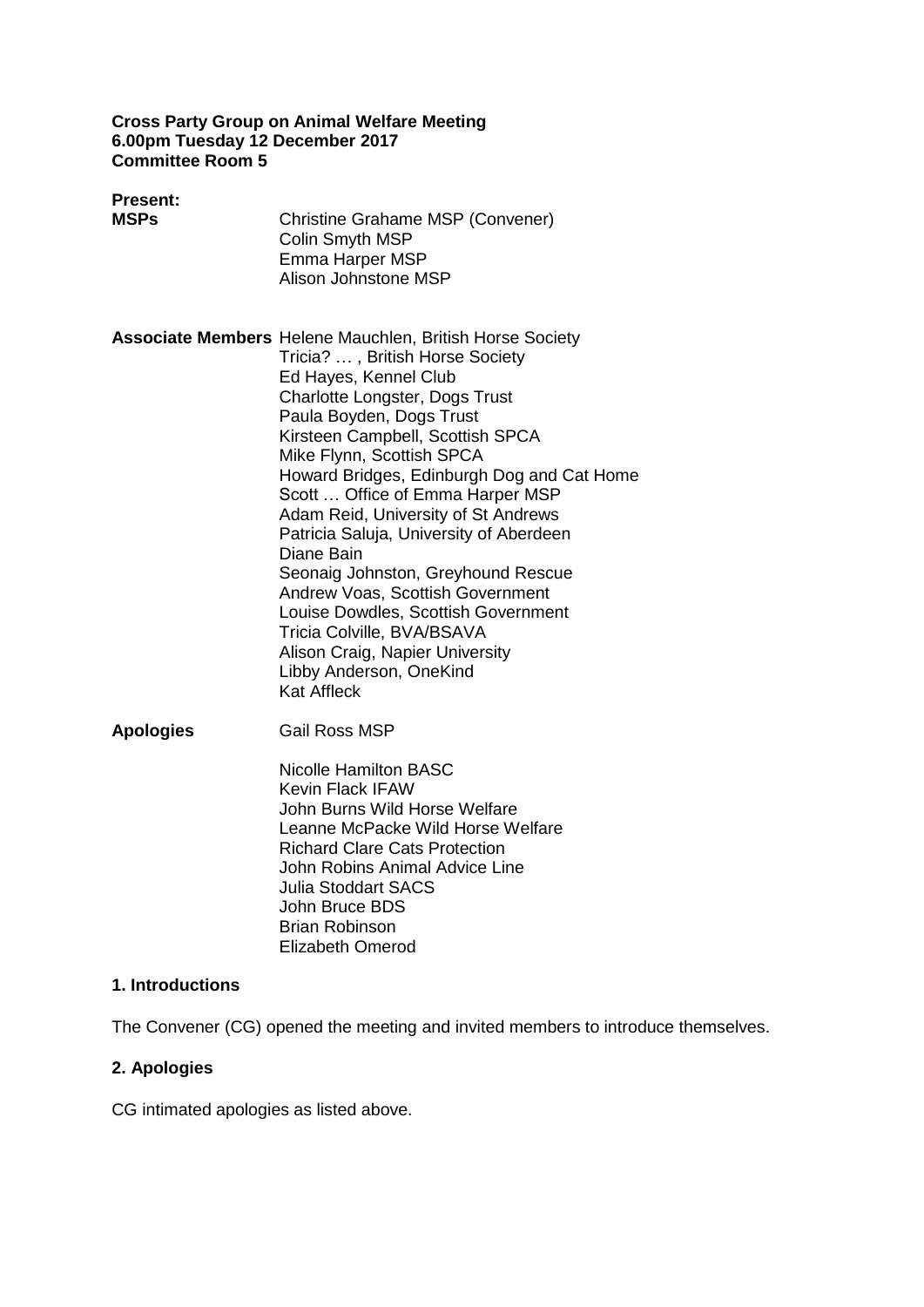**Cross Party Group on Animal Welfare Meeting**
**6.00pm Tuesday 12 December 2017**
**Committee Room 5**

**Present:**

**MSPs**

Christine Grahame MSP (Convener)
Colin Smyth MSP
Emma Harper MSP
Alison Johnstone MSP

**Associate Members**

Helene Mauchlen, British Horse Society
Tricia? … , British Horse Society
Ed Hayes, Kennel Club
Charlotte Longster, Dogs Trust
Paula Boyden, Dogs Trust
Kirsteen Campbell, Scottish SPCA
Mike Flynn, Scottish SPCA
Howard Bridges, Edinburgh Dog and Cat Home
Scott … Office of Emma Harper MSP
Adam Reid, University of St Andrews
Patricia Saluja, University of Aberdeen
Diane Bain
Seonaig Johnston, Greyhound Rescue
Andrew Voas, Scottish Government
Louise Dowdles, Scottish Government
Tricia Colville, BVA/BSAVA
Alison Craig, Napier University
Libby Anderson, OneKind
Kat Affleck

**Apologies**

Gail Ross MSP

Nicolle Hamilton BASC
Kevin Flack IFAW
John Burns Wild Horse Welfare
Leanne McPacke Wild Horse Welfare
Richard Clare Cats Protection
John Robins Animal Advice Line
Julia Stoddart SACS
John Bruce BDS
Brian Robinson
Elizabeth Omerod

## 1. Introductions

The Convener (CG) opened the meeting and invited members to introduce themselves.

## 2. Apologies

CG intimated apologies as listed above.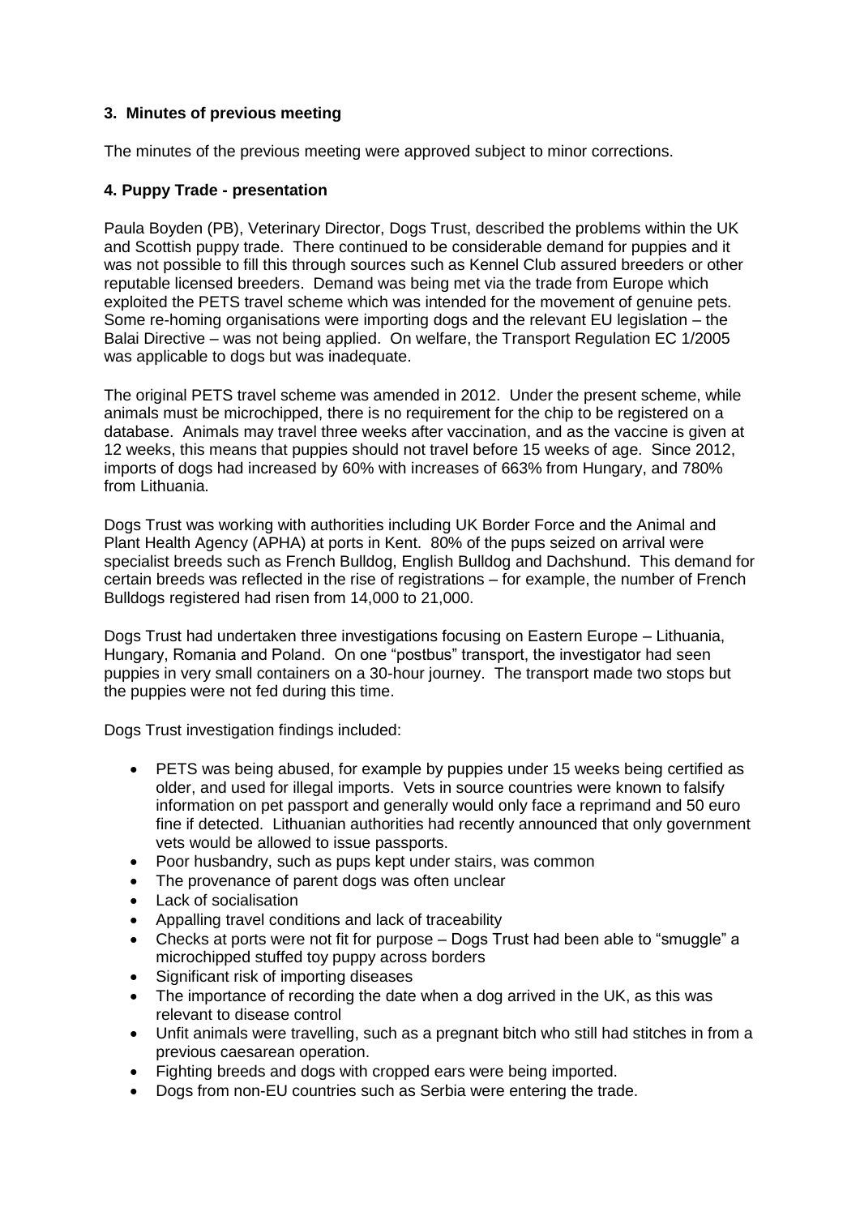### 3. Minutes of previous meeting

The minutes of the previous meeting were approved subject to minor corrections.

### 4. Puppy Trade - presentation

Paula Boyden (PB), Veterinary Director, Dogs Trust, described the problems within the UK and Scottish puppy trade. There continued to be considerable demand for puppies and it was not possible to fill this through sources such as Kennel Club assured breeders or other reputable licensed breeders. Demand was being met via the trade from Europe which exploited the PETS travel scheme which was intended for the movement of genuine pets. Some re-homing organisations were importing dogs and the relevant EU legislation – the Balai Directive – was not being applied. On welfare, the Transport Regulation EC 1/2005 was applicable to dogs but was inadequate.

The original PETS travel scheme was amended in 2012. Under the present scheme, while animals must be microchipped, there is no requirement for the chip to be registered on a database. Animals may travel three weeks after vaccination, and as the vaccine is given at 12 weeks, this means that puppies should not travel before 15 weeks of age. Since 2012, imports of dogs had increased by 60% with increases of 663% from Hungary, and 780% from Lithuania.

Dogs Trust was working with authorities including UK Border Force and the Animal and Plant Health Agency (APHA) at ports in Kent. 80% of the pups seized on arrival were specialist breeds such as French Bulldog, English Bulldog and Dachshund. This demand for certain breeds was reflected in the rise of registrations – for example, the number of French Bulldogs registered had risen from 14,000 to 21,000.

Dogs Trust had undertaken three investigations focusing on Eastern Europe – Lithuania, Hungary, Romania and Poland. On one "postbus" transport, the investigator had seen puppies in very small containers on a 30-hour journey. The transport made two stops but the puppies were not fed during this time.

Dogs Trust investigation findings included:

- PETS was being abused, for example by puppies under 15 weeks being certified as older, and used for illegal imports. Vets in source countries were known to falsify information on pet passport and generally would only face a reprimand and 50 euro fine if detected. Lithuanian authorities had recently announced that only government vets would be allowed to issue passports.
- Poor husbandry, such as pups kept under stairs, was common
- The provenance of parent dogs was often unclear
- Lack of socialisation
- Appalling travel conditions and lack of traceability
- Checks at ports were not fit for purpose – Dogs Trust had been able to "smuggle" a microchipped stuffed toy puppy across borders
- Significant risk of importing diseases
- The importance of recording the date when a dog arrived in the UK, as this was relevant to disease control
- Unfit animals were travelling, such as a pregnant bitch who still had stitches in from a previous caesarean operation.
- Fighting breeds and dogs with cropped ears were being imported.
- Dogs from non-EU countries such as Serbia were entering the trade.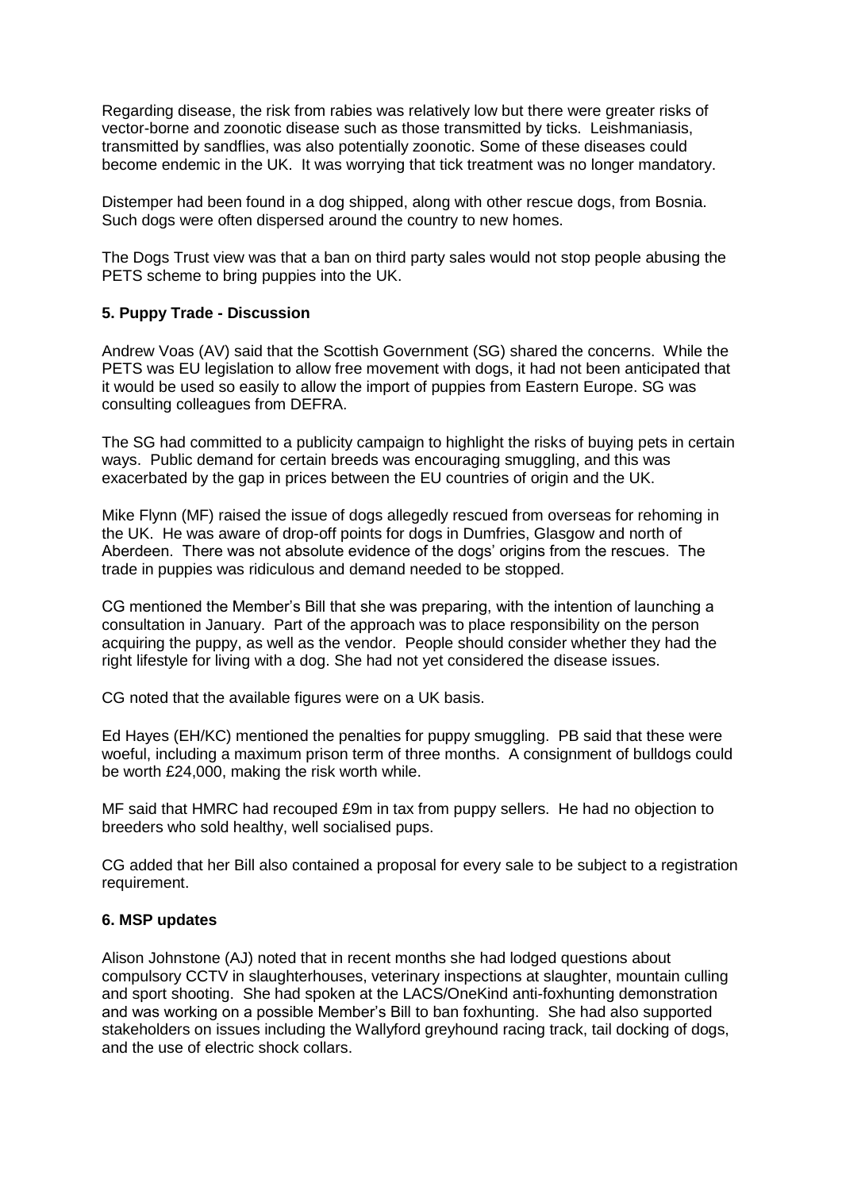Regarding disease, the risk from rabies was relatively low but there were greater risks of vector-borne and zoonotic disease such as those transmitted by ticks. Leishmaniasis, transmitted by sandflies, was also potentially zoonotic. Some of these diseases could become endemic in the UK. It was worrying that tick treatment was no longer mandatory.

Distemper had been found in a dog shipped, along with other rescue dogs, from Bosnia. Such dogs were often dispersed around the country to new homes.

The Dogs Trust view was that a ban on third party sales would not stop people abusing the PETS scheme to bring puppies into the UK.

### 5. Puppy Trade - Discussion

Andrew Voas (AV) said that the Scottish Government (SG) shared the concerns. While the PETS was EU legislation to allow free movement with dogs, it had not been anticipated that it would be used so easily to allow the import of puppies from Eastern Europe. SG was consulting colleagues from DEFRA.

The SG had committed to a publicity campaign to highlight the risks of buying pets in certain ways. Public demand for certain breeds was encouraging smuggling, and this was exacerbated by the gap in prices between the EU countries of origin and the UK.

Mike Flynn (MF) raised the issue of dogs allegedly rescued from overseas for rehoming in the UK. He was aware of drop-off points for dogs in Dumfries, Glasgow and north of Aberdeen. There was not absolute evidence of the dogs' origins from the rescues. The trade in puppies was ridiculous and demand needed to be stopped.

CG mentioned the Member's Bill that she was preparing, with the intention of launching a consultation in January. Part of the approach was to place responsibility on the person acquiring the puppy, as well as the vendor. People should consider whether they had the right lifestyle for living with a dog. She had not yet considered the disease issues.

CG noted that the available figures were on a UK basis.

Ed Hayes (EH/KC) mentioned the penalties for puppy smuggling. PB said that these were woeful, including a maximum prison term of three months. A consignment of bulldogs could be worth £24,000, making the risk worth while.

MF said that HMRC had recouped £9m in tax from puppy sellers. He had no objection to breeders who sold healthy, well socialised pups.

CG added that her Bill also contained a proposal for every sale to be subject to a registration requirement.

### 6. MSP updates

Alison Johnstone (AJ) noted that in recent months she had lodged questions about compulsory CCTV in slaughterhouses, veterinary inspections at slaughter, mountain culling and sport shooting. She had spoken at the LACS/OneKind anti-foxhunting demonstration and was working on a possible Member's Bill to ban foxhunting. She had also supported stakeholders on issues including the Wallyford greyhound racing track, tail docking of dogs, and the use of electric shock collars.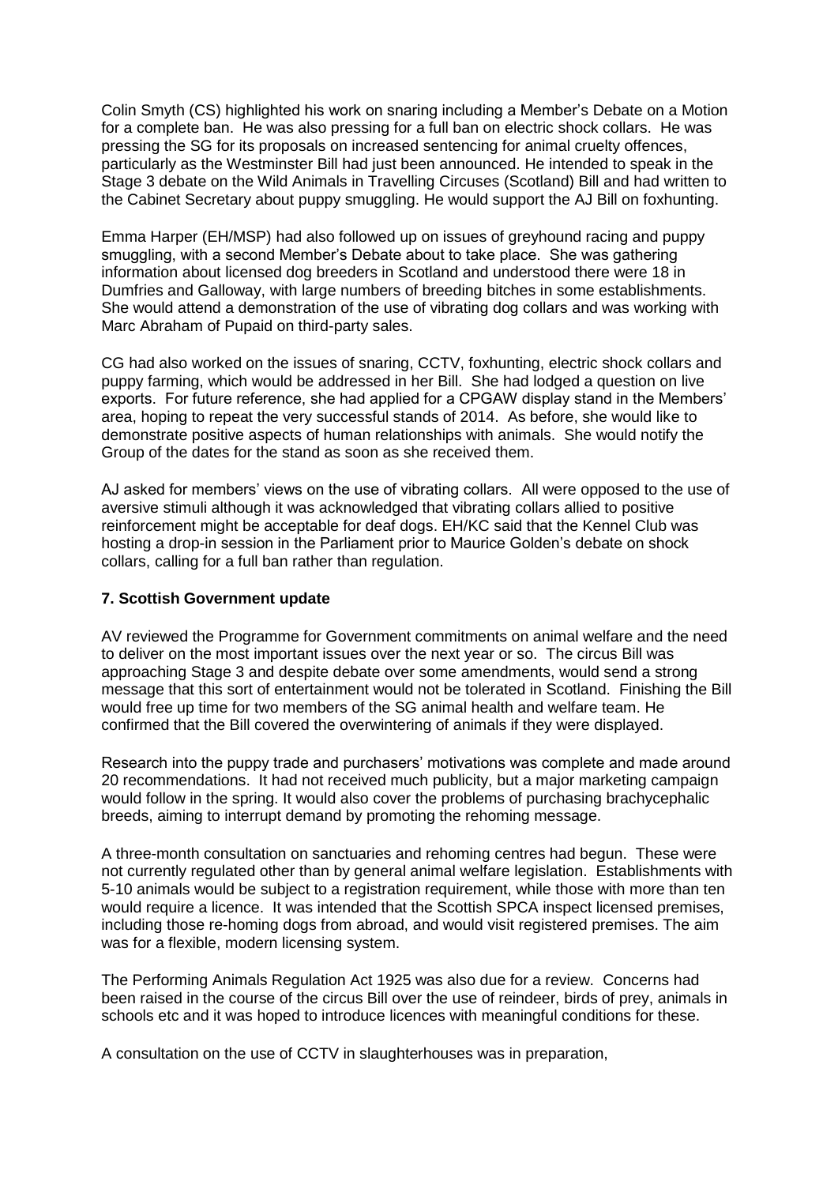Colin Smyth (CS) highlighted his work on snaring including a Member's Debate on a Motion for a complete ban. He was also pressing for a full ban on electric shock collars. He was pressing the SG for its proposals on increased sentencing for animal cruelty offences, particularly as the Westminster Bill had just been announced. He intended to speak in the Stage 3 debate on the Wild Animals in Travelling Circuses (Scotland) Bill and had written to the Cabinet Secretary about puppy smuggling. He would support the AJ Bill on foxhunting.

Emma Harper (EH/MSP) had also followed up on issues of greyhound racing and puppy smuggling, with a second Member's Debate about to take place. She was gathering information about licensed dog breeders in Scotland and understood there were 18 in Dumfries and Galloway, with large numbers of breeding bitches in some establishments. She would attend a demonstration of the use of vibrating dog collars and was working with Marc Abraham of Pupaid on third-party sales.

CG had also worked on the issues of snaring, CCTV, foxhunting, electric shock collars and puppy farming, which would be addressed in her Bill. She had lodged a question on live exports. For future reference, she had applied for a CPGAW display stand in the Members' area, hoping to repeat the very successful stands of 2014. As before, she would like to demonstrate positive aspects of human relationships with animals. She would notify the Group of the dates for the stand as soon as she received them.

AJ asked for members' views on the use of vibrating collars. All were opposed to the use of aversive stimuli although it was acknowledged that vibrating collars allied to positive reinforcement might be acceptable for deaf dogs. EH/KC said that the Kennel Club was hosting a drop-in session in the Parliament prior to Maurice Golden's debate on shock collars, calling for a full ban rather than regulation.

### 7. Scottish Government update

AV reviewed the Programme for Government commitments on animal welfare and the need to deliver on the most important issues over the next year or so. The circus Bill was approaching Stage 3 and despite debate over some amendments, would send a strong message that this sort of entertainment would not be tolerated in Scotland. Finishing the Bill would free up time for two members of the SG animal health and welfare team. He confirmed that the Bill covered the overwintering of animals if they were displayed.

Research into the puppy trade and purchasers' motivations was complete and made around 20 recommendations. It had not received much publicity, but a major marketing campaign would follow in the spring. It would also cover the problems of purchasing brachycephalic breeds, aiming to interrupt demand by promoting the rehoming message.

A three-month consultation on sanctuaries and rehoming centres had begun. These were not currently regulated other than by general animal welfare legislation. Establishments with 5-10 animals would be subject to a registration requirement, while those with more than ten would require a licence. It was intended that the Scottish SPCA inspect licensed premises, including those re-homing dogs from abroad, and would visit registered premises. The aim was for a flexible, modern licensing system.

The Performing Animals Regulation Act 1925 was also due for a review. Concerns had been raised in the course of the circus Bill over the use of reindeer, birds of prey, animals in schools etc and it was hoped to introduce licences with meaningful conditions for these.

A consultation on the use of CCTV in slaughterhouses was in preparation,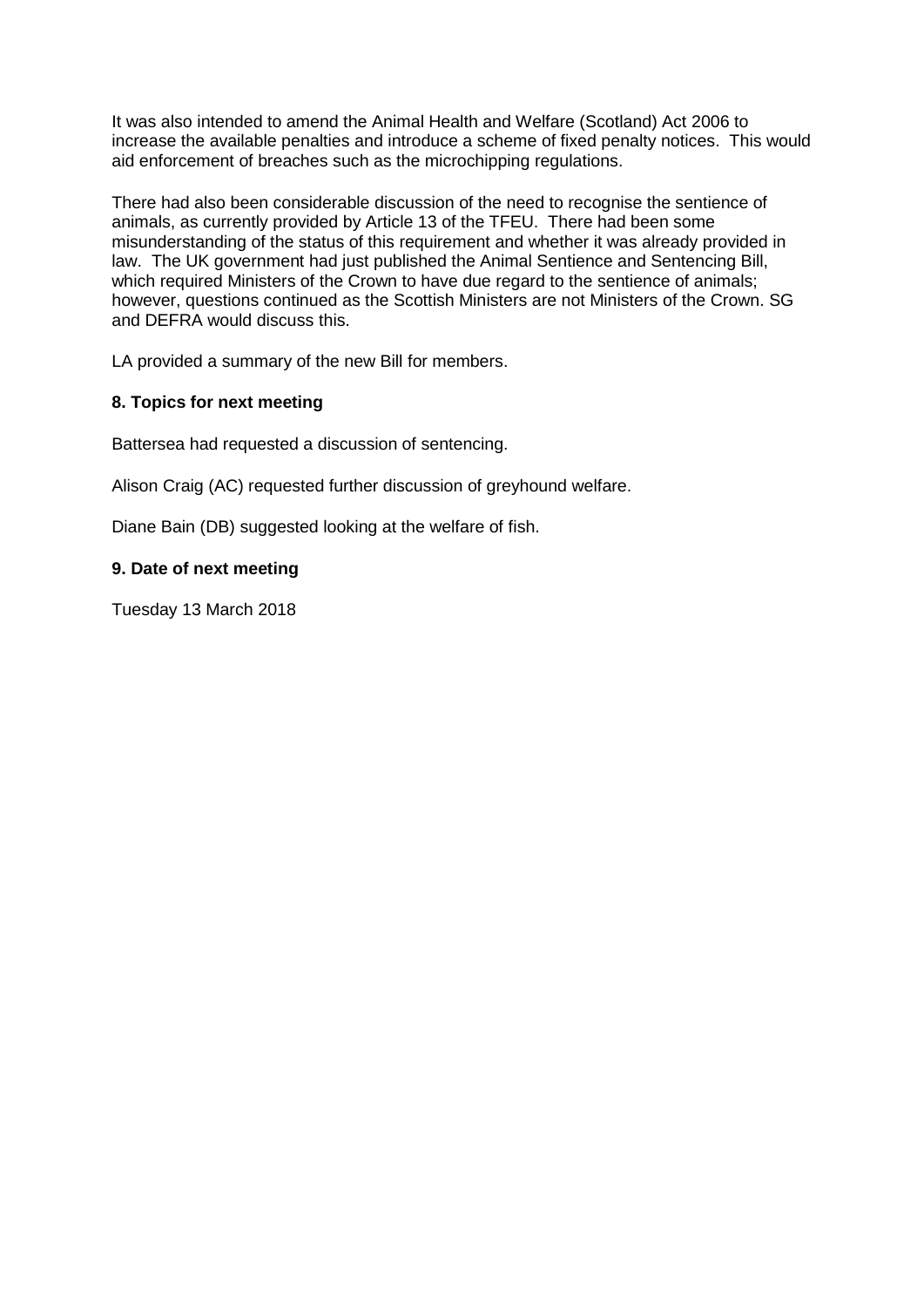It was also intended to amend the Animal Health and Welfare (Scotland) Act 2006 to increase the available penalties and introduce a scheme of fixed penalty notices. This would aid enforcement of breaches such as the microchipping regulations.

There had also been considerable discussion of the need to recognise the sentience of animals, as currently provided by Article 13 of the TFEU. There had been some misunderstanding of the status of this requirement and whether it was already provided in law. The UK government had just published the Animal Sentience and Sentencing Bill, which required Ministers of the Crown to have due regard to the sentience of animals; however, questions continued as the Scottish Ministers are not Ministers of the Crown. SG and DEFRA would discuss this.

LA provided a summary of the new Bill for members.

### 8. Topics for next meeting

Battersea had requested a discussion of sentencing.

Alison Craig (AC) requested further discussion of greyhound welfare.

Diane Bain (DB) suggested looking at the welfare of fish.

### 9. Date of next meeting

Tuesday 13 March 2018